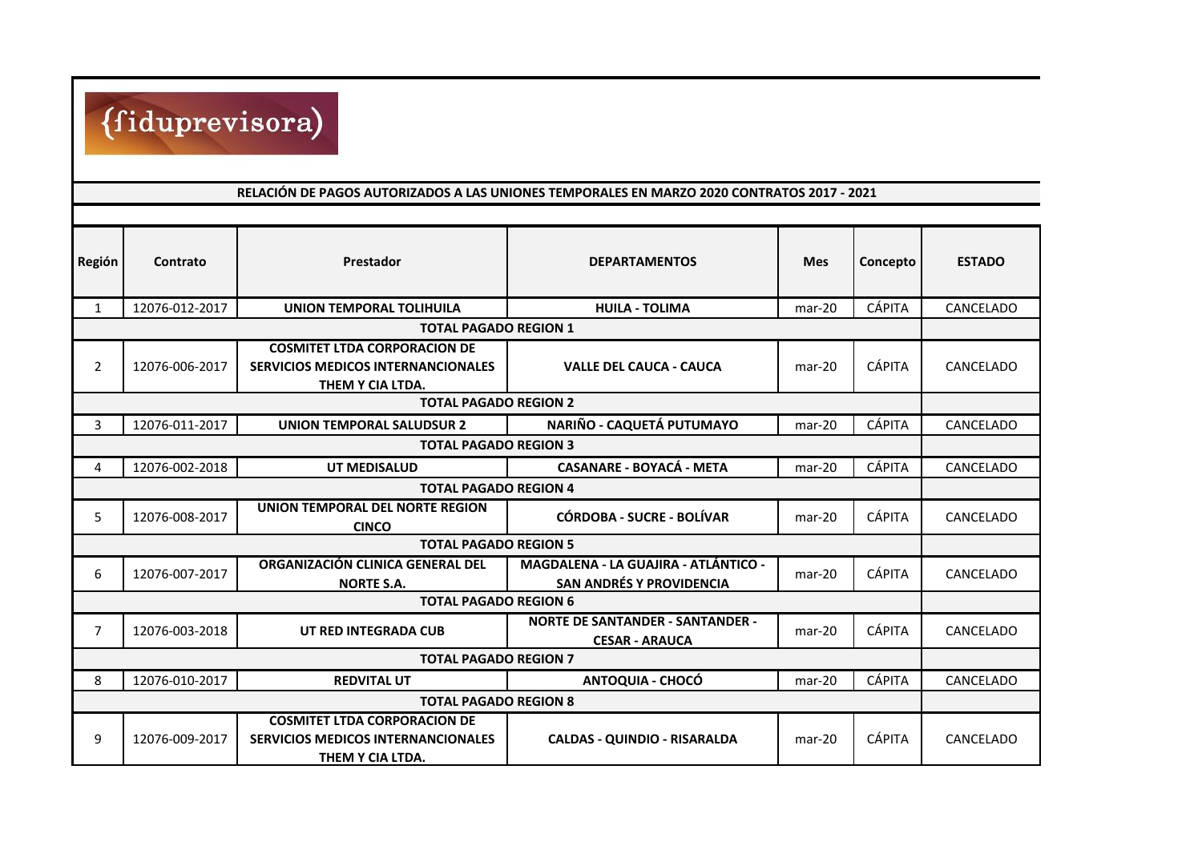{fiduprevisora)

## RELACIÓN DE PAGOS AUTORIZADOS A LAS UNIONES TEMPORALES EN MARZO 2020 CONTRATOS 2017 - 2021

| Región | Contrato | Prestador | DEPARTAMENTOS | Mes | Concepto | ESTADO |
|---|---|---|---|---|---|---|
| 1 | 12076-012-2017 | **UNION TEMPORAL TOLIHUILA** | **HUILA - TOLIMA** | mar-20 | CÁPITA | CANCELADO |
| **TOTAL PAGADO REGION 1** | | | | | | |
| 2 | 12076-006-2017 | **COSMITET LTDA CORPORACION DE SERVICIOS MEDICOS INTERNANCIONALES THEM Y CIA LTDA.** | **VALLE DEL CAUCA - CAUCA** | mar-20 | CÁPITA | CANCELADO |
| **TOTAL PAGADO REGION 2** | | | | | | |
| 3 | 12076-011-2017 | **UNION TEMPORAL SALUDSUR 2** | **NARIÑO - CAQUETÁ PUTUMAYO** | mar-20 | CÁPITA | CANCELADO |
| **TOTAL PAGADO REGION 3** | | | | | | |
| 4 | 12076-002-2018 | **UT MEDISALUD** | **CASANARE - BOYACÁ - META** | mar-20 | CÁPITA | CANCELADO |
| **TOTAL PAGADO REGION 4** | | | | | | |
| 5 | 12076-008-2017 | **UNION TEMPORAL DEL NORTE REGION CINCO** | **CÓRDOBA - SUCRE - BOLÍVAR** | mar-20 | CÁPITA | CANCELADO |
| **TOTAL PAGADO REGION 5** | | | | | | |
| 6 | 12076-007-2017 | **ORGANIZACIÓN CLINICA GENERAL DEL NORTE S.A.** | **MAGDALENA - LA GUAJIRA - ATLÁNTICO - SAN ANDRÉS Y PROVIDENCIA** | mar-20 | CÁPITA | CANCELADO |
| **TOTAL PAGADO REGION 6** | | | | | | |
| 7 | 12076-003-2018 | **UT RED INTEGRADA CUB** | **NORTE DE SANTANDER - SANTANDER - CESAR - ARAUCA** | mar-20 | CÁPITA | CANCELADO |
| **TOTAL PAGADO REGION 7** | | | | | | |
| 8 | 12076-010-2017 | **REDVITAL UT** | **ANTOQUIA - CHOCÓ** | mar-20 | CÁPITA | CANCELADO |
| **TOTAL PAGADO REGION 8** | | | | | | |
| 9 | 12076-009-2017 | **COSMITET LTDA CORPORACION DE SERVICIOS MEDICOS INTERNANCIONALES THEM Y CIA LTDA.** | **CALDAS - QUINDIO - RISARALDA** | mar-20 | CÁPITA | CANCELADO |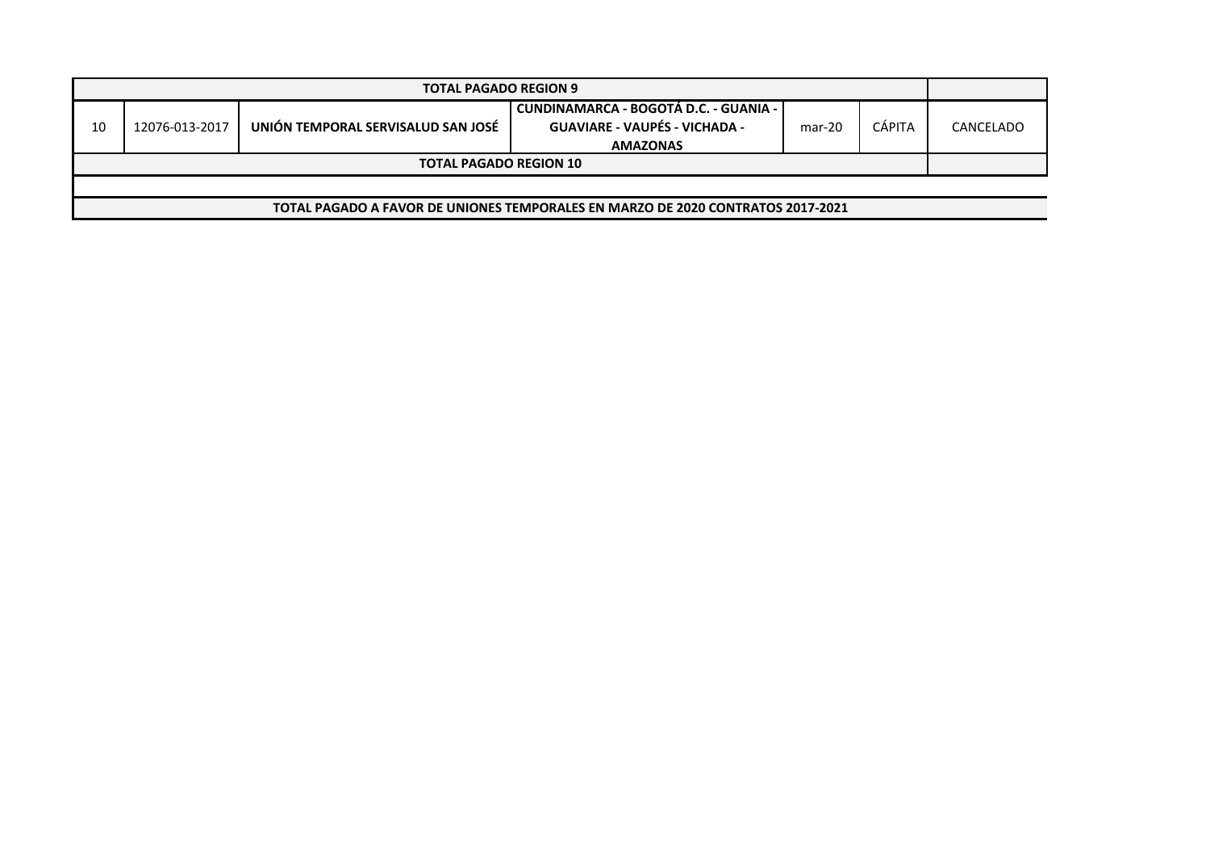| | | | | | | |
|---|---|---|---|---|---|---|
| **TOTAL PAGADO REGION 9** | | | | | | |
| 10 | 12076-013-2017 | **UNIÓN TEMPORAL SERVISALUD SAN JOSÉ** | **CUNDINAMARCA - BOGOTÁ D.C. - GUANIA - GUAVIARE - VAUPÉS - VICHADA - AMAZONAS** | mar-20 | CÁPITA | CANCELADO |
| **TOTAL PAGADO REGION 10** | | | | | | |
| | | | | | | |
| **TOTAL PAGADO A FAVOR DE UNIONES TEMPORALES EN MARZO DE 2020 CONTRATOS 2017-2021** | | | | | | |